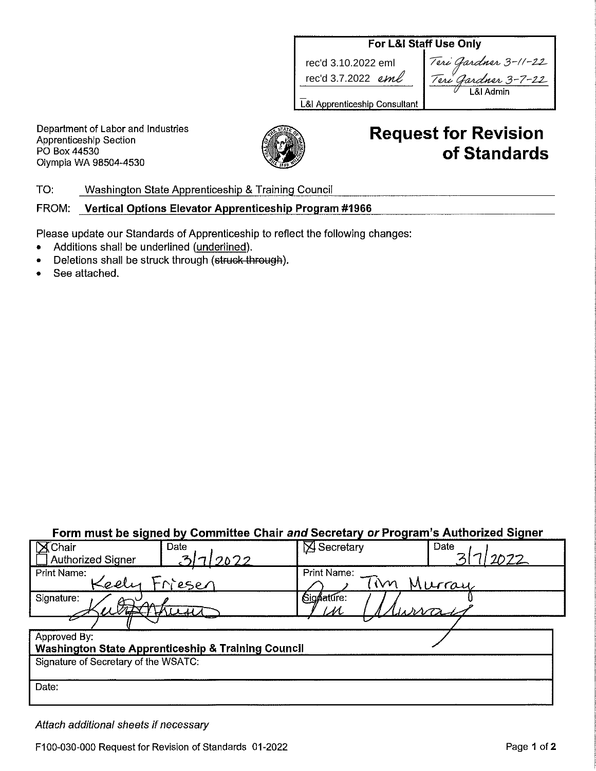| For L&I Staff Use Only | |
|---|---|
| rec'd 3.10.2022 eml | Teri Gardner 3-11-22 |
| rec'd 3.7.2022 eml | Teri Gardner 3-7-22 |
| L&I Apprenticeship Consultant | L&I Admin |

Department of Labor and Industries
Apprenticeship Section
PO Box 44530
Olympia WA 98504-4530

# Request for Revision of Standards

TO: Washington State Apprenticeship & Training Council

FROM: **Vertical Options Elevator Apprenticeship Program #1966**

Please update our Standards of Apprenticeship to reflect the following changes:

- Additions shall be underlined (<u>underlined</u>).
- Deletions shall be struck through (~~struck through~~).
- See attached.

**Form must be signed by Committee Chair *and* Secretary *or* Program's Authorized Signer**

| ☒ Chair ☐ Authorized Signer | Date 3/7/2022 | ☒ Secretary | Date 3/7/2022 |
|---|---|---|---|
| Print Name: Keely Friesen | | Print Name: Tim Murray | |
| Signature: Keely Friesen | | Signature: Tim Murray | |

| Approved By: **Washington State Apprenticeship & Training Council** |
|---|
| Signature of Secretary of the WSATC: |
| Date: |

*Attach additional sheets if necessary*

F100-030-000 Request for Revision of Standards 01-2022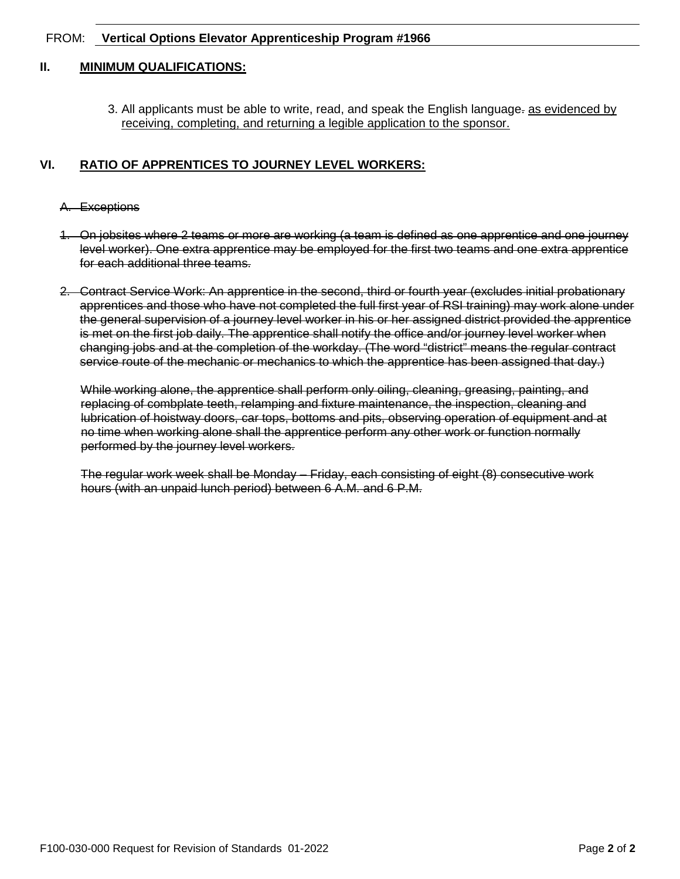FROM: **Vertical Options Elevator Apprenticeship Program #1966**

## II. MINIMUM QUALIFICATIONS:

3. All applicants must be able to write, read, and speak the English language~~.~~ <u>as evidenced by receiving, completing, and returning a legible application to the sponsor.</u>

## VI. RATIO OF APPRENTICES TO JOURNEY LEVEL WORKERS:

~~A. Exceptions~~

1. ~~On jobsites where 2 teams or more are working (a team is defined as one apprentice and one journey level worker). One extra apprentice may be employed for the first two teams and one extra apprentice for each additional three teams.~~

2. ~~Contract Service Work: An apprentice in the second, third or fourth year (excludes initial probationary apprentices and those who have not completed the full first year of RSI training) may work alone under the general supervision of a journey level worker in his or her assigned district provided the apprentice is met on the first job daily. The apprentice shall notify the office and/or journey level worker when changing jobs and at the completion of the workday. (The word "district" means the regular contract service route of the mechanic or mechanics to which the apprentice has been assigned that day.)~~

   ~~While working alone, the apprentice shall perform only oiling, cleaning, greasing, painting, and replacing of combplate teeth, relamping and fixture maintenance, the inspection, cleaning and lubrication of hoistway doors, car tops, bottoms and pits, observing operation of equipment and at no time when working alone shall the apprentice perform any other work or function normally performed by the journey level workers.~~

   ~~The regular work week shall be Monday – Friday, each consisting of eight (8) consecutive work hours (with an unpaid lunch period) between 6 A.M. and 6 P.M.~~

F100-030-000 Request for Revision of Standards 01-2022